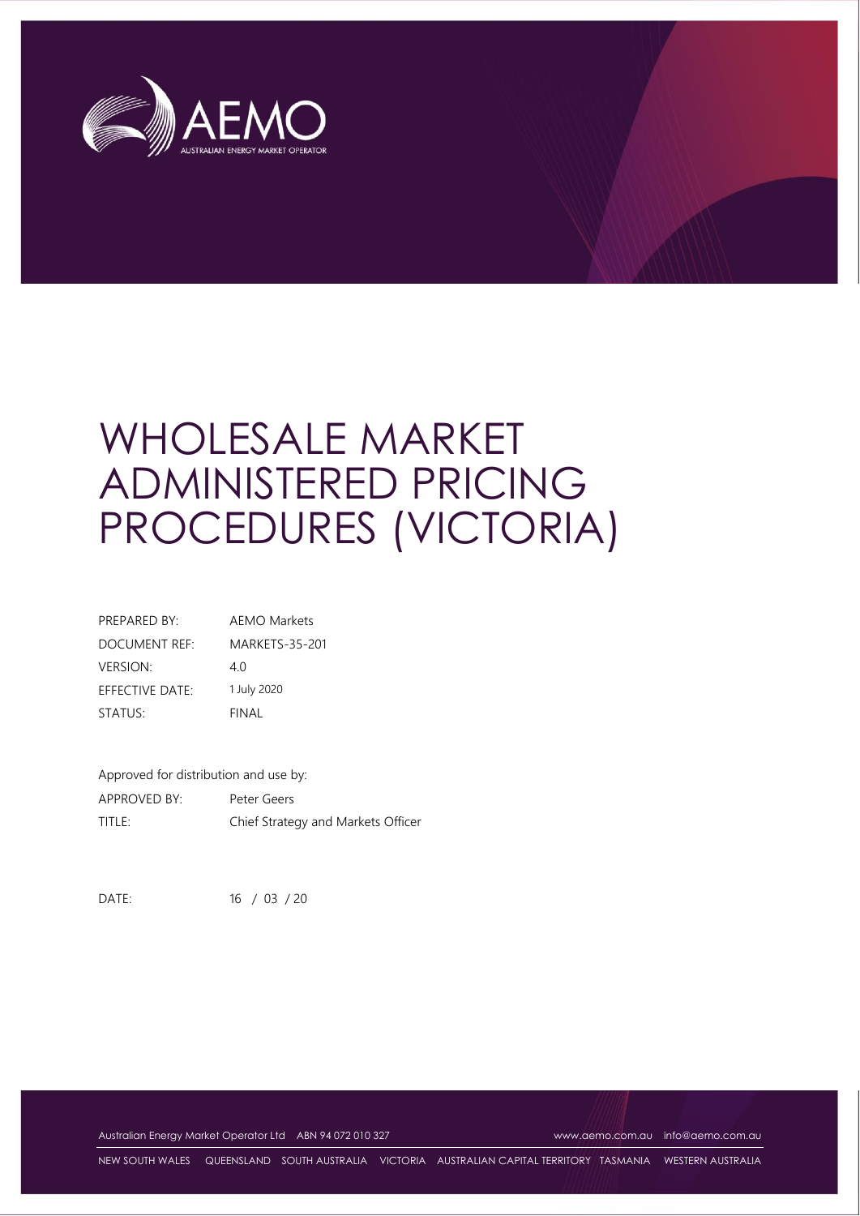# WHOLESALE MARKET ADMINISTERED PRICING PROCEDURES (VICTORIA)

| | |
|---|---|
| PREPARED BY: | AEMO Markets |
| DOCUMENT REF: | MARKETS-35-201 |
| VERSION: | 4.0 |
| EFFECTIVE DATE: | 1 July 2020 |
| STATUS: | FINAL |

Approved for distribution and use by:

| | |
|---|---|
| APPROVED BY: | Peter Geers |
| TITLE: | Chief Strategy and Markets Officer |

DATE: 16 / 03 / 20

Australian Energy Market Operator Ltd ABN 94 072 010 327 www.aemo.com.au info@aemo.com.au

NEW SOUTH WALES QUEENSLAND SOUTH AUSTRALIA VICTORIA AUSTRALIAN CAPITAL TERRITORY TASMANIA WESTERN AUSTRALIA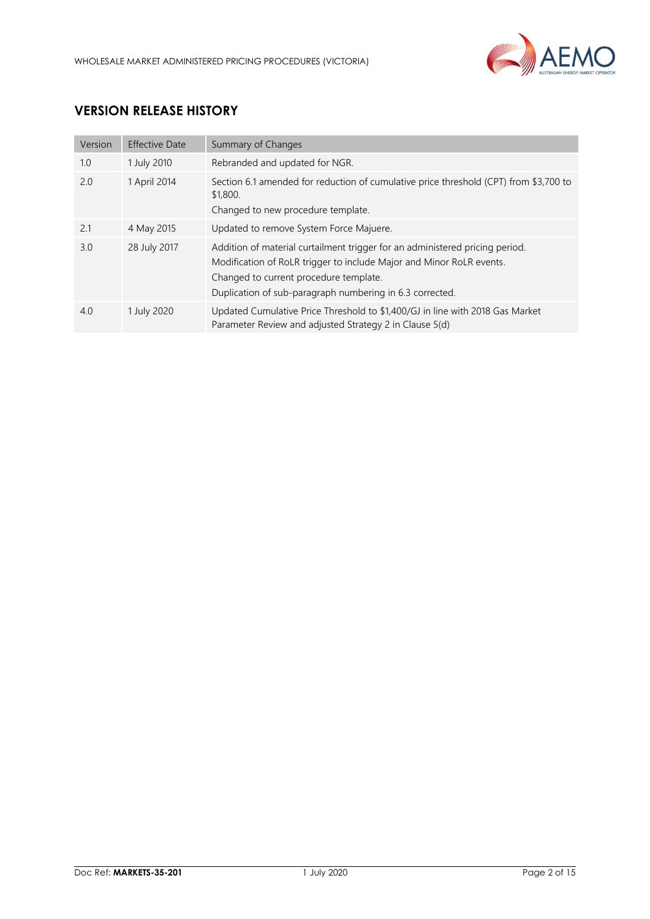## VERSION RELEASE HISTORY

| Version | Effective Date | Summary of Changes |
|---|---|---|
| 1.0 | 1 July 2010 | Rebranded and updated for NGR. |
| 2.0 | 1 April 2014 | Section 6.1 amended for reduction of cumulative price threshold (CPT) from $3,700 to $1,800.<br>Changed to new procedure template. |
| 2.1 | 4 May 2015 | Updated to remove System Force Majuere. |
| 3.0 | 28 July 2017 | Addition of material curtailment trigger for an administered pricing period.<br>Modification of RoLR trigger to include Major and Minor RoLR events.<br>Changed to current procedure template.<br>Duplication of sub-paragraph numbering in 6.3 corrected. |
| 4.0 | 1 July 2020 | Updated Cumulative Price Threshold to $1,400/GJ in line with 2018 Gas Market Parameter Review and adjusted Strategy 2 in Clause 5(d) |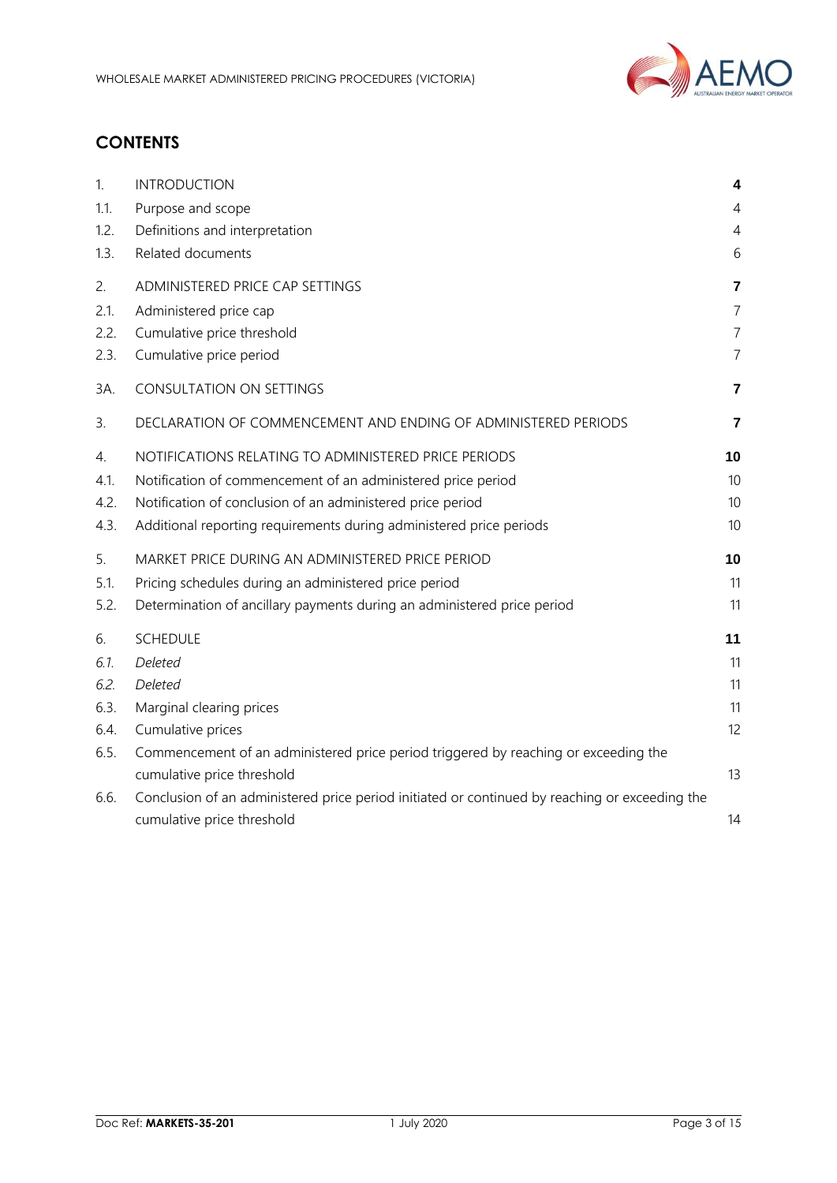## CONTENTS

| | | |
|---|---|---|
| 1. | INTRODUCTION | **4** |
| 1.1. | Purpose and scope | 4 |
| 1.2. | Definitions and interpretation | 4 |
| 1.3. | Related documents | 6 |
| 2. | ADMINISTERED PRICE CAP SETTINGS | **7** |
| 2.1. | Administered price cap | 7 |
| 2.2. | Cumulative price threshold | 7 |
| 2.3. | Cumulative price period | 7 |
| 3A. | CONSULTATION ON SETTINGS | **7** |
| 3. | DECLARATION OF COMMENCEMENT AND ENDING OF ADMINISTERED PERIODS | **7** |
| 4. | NOTIFICATIONS RELATING TO ADMINISTERED PRICE PERIODS | **10** |
| 4.1. | Notification of commencement of an administered price period | 10 |
| 4.2. | Notification of conclusion of an administered price period | 10 |
| 4.3. | Additional reporting requirements during administered price periods | 10 |
| 5. | MARKET PRICE DURING AN ADMINISTERED PRICE PERIOD | **10** |
| 5.1. | Pricing schedules during an administered price period | 11 |
| 5.2. | Determination of ancillary payments during an administered price period | 11 |
| 6. | SCHEDULE | **11** |
| *6.1.* | *Deleted* | 11 |
| *6.2.* | *Deleted* | 11 |
| 6.3. | Marginal clearing prices | 11 |
| 6.4. | Cumulative prices | 12 |
| 6.5. | Commencement of an administered price period triggered by reaching or exceeding the cumulative price threshold | 13 |
| 6.6. | Conclusion of an administered price period initiated or continued by reaching or exceeding the cumulative price threshold | 14 |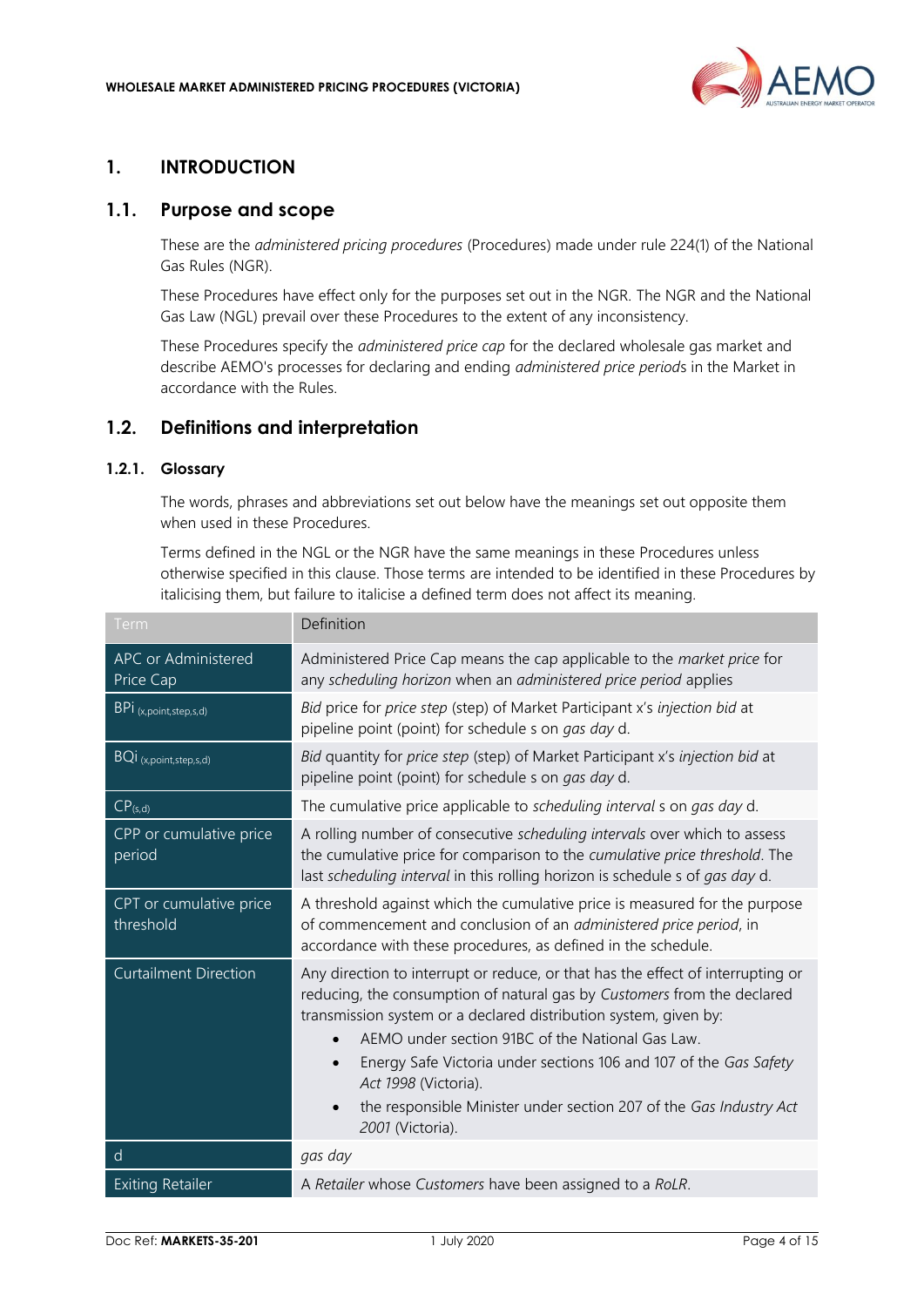# 1. INTRODUCTION

## 1.1. Purpose and scope

These are the *administered pricing procedures* (Procedures) made under rule 224(1) of the National Gas Rules (NGR).

These Procedures have effect only for the purposes set out in the NGR. The NGR and the National Gas Law (NGL) prevail over these Procedures to the extent of any inconsistency.

These Procedures specify the *administered price cap* for the declared wholesale gas market and describe AEMO's processes for declaring and ending *administered price periods* in the Market in accordance with the Rules.

## 1.2. Definitions and interpretation

### 1.2.1. Glossary

The words, phrases and abbreviations set out below have the meanings set out opposite them when used in these Procedures.

Terms defined in the NGL or the NGR have the same meanings in these Procedures unless otherwise specified in this clause. Those terms are intended to be identified in these Procedures by italicising them, but failure to italicise a defined term does not affect its meaning.

| Term | Definition |
| --- | --- |
| APC or Administered Price Cap | Administered Price Cap means the cap applicable to the *market price* for any *scheduling horizon* when an *administered price period* applies |
| $BPi_{(x,point,step,s,d)}$ | *Bid* price for *price step* (step) of Market Participant x's *injection bid* at pipeline point (point) for schedule s on *gas day* d. |
| $BQi_{(x,point,step,s,d)}$ | *Bid* quantity for *price step* (step) of Market Participant x's *injection bid* at pipeline point (point) for schedule s on *gas day* d. |
| $CP_{(s,d)}$ | The cumulative price applicable to *scheduling interval* s on *gas day* d. |
| CPP or cumulative price period | A rolling number of consecutive *scheduling intervals* over which to assess the cumulative price for comparison to the *cumulative price threshold*. The last *scheduling interval* in this rolling horizon is schedule s of *gas day* d. |
| CPT or cumulative price threshold | A threshold against which the cumulative price is measured for the purpose of commencement and conclusion of an *administered price period*, in accordance with these procedures, as defined in the schedule. |
| Curtailment Direction | Any direction to interrupt or reduce, or that has the effect of interrupting or reducing, the consumption of natural gas by *Customers* from the declared transmission system or a declared distribution system, given by:<br>• AEMO under section 91BC of the National Gas Law.<br>• Energy Safe Victoria under sections 106 and 107 of the *Gas Safety Act 1998* (Victoria).<br>• the responsible Minister under section 207 of the *Gas Industry Act 2001* (Victoria). |
| d | *gas day* |
| Exiting Retailer | A *Retailer* whose *Customers* have been assigned to a *RoLR*. |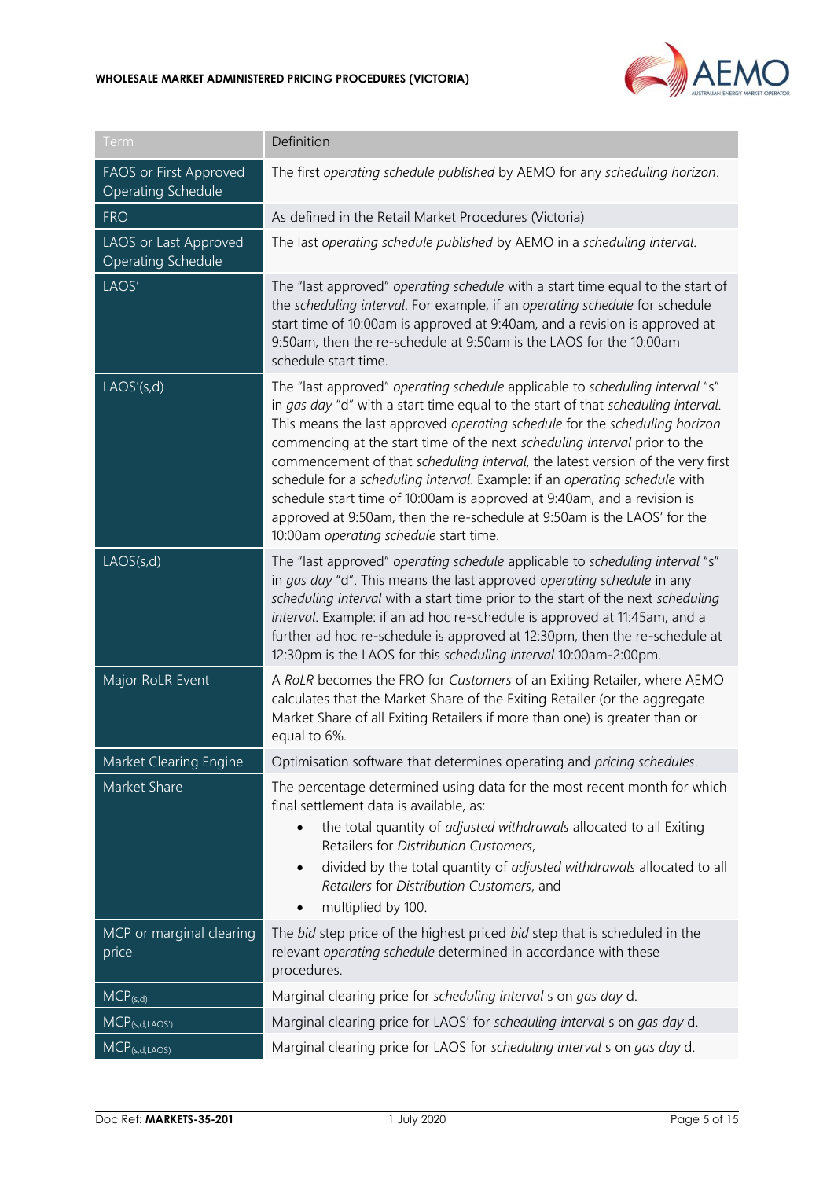| Term | Definition |
|---|---|
| FAOS or First Approved Operating Schedule | The first *operating schedule published* by AEMO for any *scheduling horizon*. |
| FRO | As defined in the Retail Market Procedures (Victoria) |
| LAOS or Last Approved Operating Schedule | The last *operating schedule published* by AEMO in a *scheduling interval*. |
| LAOS' | The "last approved" *operating schedule* with a start time equal to the start of the *scheduling interval*. For example, if an *operating schedule* for schedule start time of 10:00am is approved at 9:40am, and a revision is approved at 9:50am, then the re-schedule at 9:50am is the LAOS for the 10:00am schedule start time. |
| LAOS'(s,d) | The "last approved" *operating schedule* applicable to *scheduling interval* "s" in *gas day* "d" with a start time equal to the start of that *scheduling interval*. This means the last approved *operating schedule* for the *scheduling horizon* commencing at the start time of the next *scheduling interval* prior to the commencement of that *scheduling interval*, the latest version of the very first schedule for a *scheduling interval*. Example: if an *operating schedule* with schedule start time of 10:00am is approved at 9:40am, and a revision is approved at 9:50am, then the re-schedule at 9:50am is the LAOS' for the 10:00am *operating schedule* start time. |
| LAOS(s,d) | The "last approved" *operating schedule* applicable to *scheduling interval* "s" in *gas day* "d". This means the last approved *operating schedule* in any *scheduling interval* with a start time prior to the start of the next *scheduling interval*. Example: if an ad hoc re-schedule is approved at 11:45am, and a further ad hoc re-schedule is approved at 12:30pm, then the re-schedule at 12:30pm is the LAOS for this *scheduling interval* 10:00am-2:00pm. |
| Major RoLR Event | A *RoLR* becomes the FRO for *Customers* of an Exiting Retailer, where AEMO calculates that the Market Share of the Exiting Retailer (or the aggregate Market Share of all Exiting Retailers if more than one) is greater than or equal to 6%. |
| Market Clearing Engine | Optimisation software that determines operating and *pricing schedules*. |
| Market Share | The percentage determined using data for the most recent month for which final settlement data is available, as:<br>• the total quantity of *adjusted withdrawals* allocated to all Exiting Retailers for *Distribution Customers*,<br>• divided by the total quantity of *adjusted withdrawals* allocated to all *Retailers* for *Distribution Customers*, and<br>• multiplied by 100. |
| MCP or marginal clearing price | The *bid* step price of the highest priced *bid* step that is scheduled in the relevant *operating schedule* determined in accordance with these procedures. |
| $MCP_{(s,d)}$ | Marginal clearing price for *scheduling interval* s on *gas day* d. |
| $MCP_{(s,d,LAOS')}$ | Marginal clearing price for LAOS' for *scheduling interval* s on *gas day* d. |
| $MCP_{(s,d,LAOS)}$ | Marginal clearing price for LAOS for *scheduling interval* s on *gas day* d. |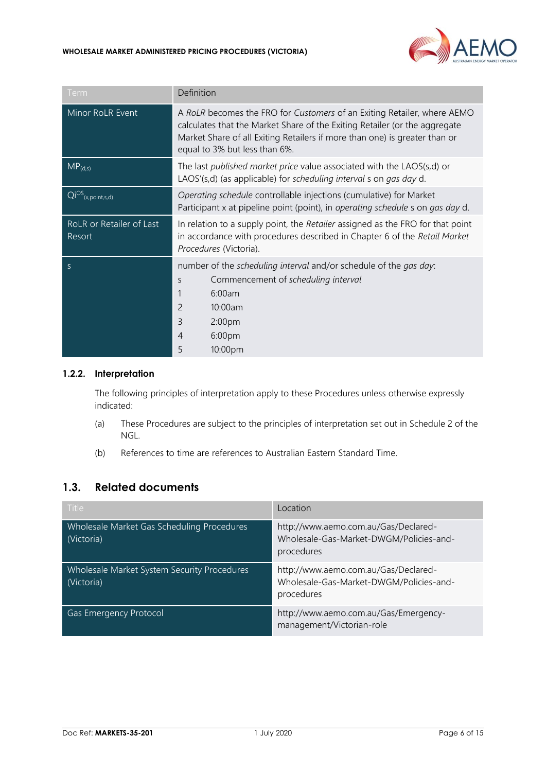| Term | Definition |
| --- | --- |
| Minor RoLR Event | A *RoLR* becomes the FRO for *Customers* of an Exiting Retailer, where AEMO calculates that the Market Share of the Exiting Retailer (or the aggregate Market Share of all Exiting Retailers if more than one) is greater than or equal to 3% but less than 6%. |
| $MP_{(d,s)}$ | The last *published market price* value associated with the LAOS(s,d) or LAOS'(s,d) (as applicable) for *scheduling interval* s on *gas day* d. |
| $Qi^{OS}_{(x,point,s,d)}$ | *Operating schedule* controllable injections (cumulative) for Market Participant x at pipeline point (point), in *operating schedule* s on *gas day* d. |
| RoLR or Retailer of Last Resort | In relation to a supply point, the *Retailer* assigned as the FRO for that point in accordance with procedures described in Chapter 6 of the *Retail Market Procedures* (Victoria). |
| s | number of the *scheduling interval* and/or schedule of the *gas day*:<br>s Commencement of *scheduling interval*<br>1 6:00am<br>2 10:00am<br>3 2:00pm<br>4 6:00pm<br>5 10:00pm |

### 1.2.2. Interpretation

The following principles of interpretation apply to these Procedures unless otherwise expressly indicated:

(a) These Procedures are subject to the principles of interpretation set out in Schedule 2 of the NGL.

(b) References to time are references to Australian Eastern Standard Time.

## 1.3. Related documents

| Title | Location |
| --- | --- |
| Wholesale Market Gas Scheduling Procedures (Victoria) | http://www.aemo.com.au/Gas/Declared-Wholesale-Gas-Market-DWGM/Policies-and-procedures |
| Wholesale Market System Security Procedures (Victoria) | http://www.aemo.com.au/Gas/Declared-Wholesale-Gas-Market-DWGM/Policies-and-procedures |
| Gas Emergency Protocol | http://www.aemo.com.au/Gas/Emergency-management/Victorian-role |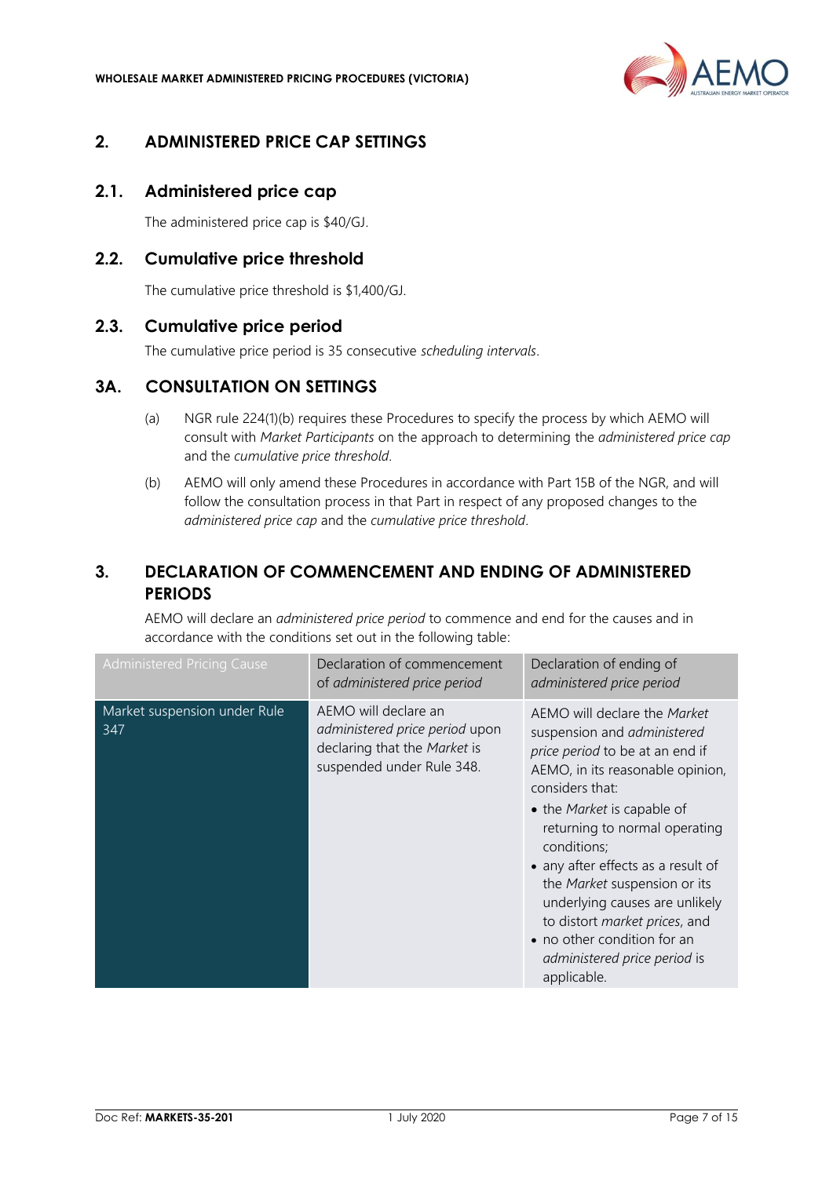## 2. ADMINISTERED PRICE CAP SETTINGS

### 2.1. Administered price cap

The administered price cap is $40/GJ.

### 2.2. Cumulative price threshold

The cumulative price threshold is $1,400/GJ.

### 2.3. Cumulative price period

The cumulative price period is 35 consecutive *scheduling intervals*.

## 3A. CONSULTATION ON SETTINGS

(a) NGR rule 224(1)(b) requires these Procedures to specify the process by which AEMO will consult with *Market Participants* on the approach to determining the *administered price cap* and the *cumulative price threshold*.

(b) AEMO will only amend these Procedures in accordance with Part 15B of the NGR, and will follow the consultation process in that Part in respect of any proposed changes to the *administered price cap* and the *cumulative price threshold*.

## 3. DECLARATION OF COMMENCEMENT AND ENDING OF ADMINISTERED PERIODS

AEMO will declare an *administered price period* to commence and end for the causes and in accordance with the conditions set out in the following table:

| Administered Pricing Cause | Declaration of commencement of *administered price period* | Declaration of ending of *administered price period* |
|---|---|---|
| Market suspension under Rule 347 | AEMO will declare an *administered price period* upon declaring that the *Market* is suspended under Rule 348. | AEMO will declare the *Market* suspension and *administered price period* to be at an end if AEMO, in its reasonable opinion, considers that:<br>• the *Market* is capable of returning to normal operating conditions;<br>• any after effects as a result of the *Market* suspension or its underlying causes are unlikely to distort *market prices*, and<br>• no other condition for an *administered price period* is applicable. |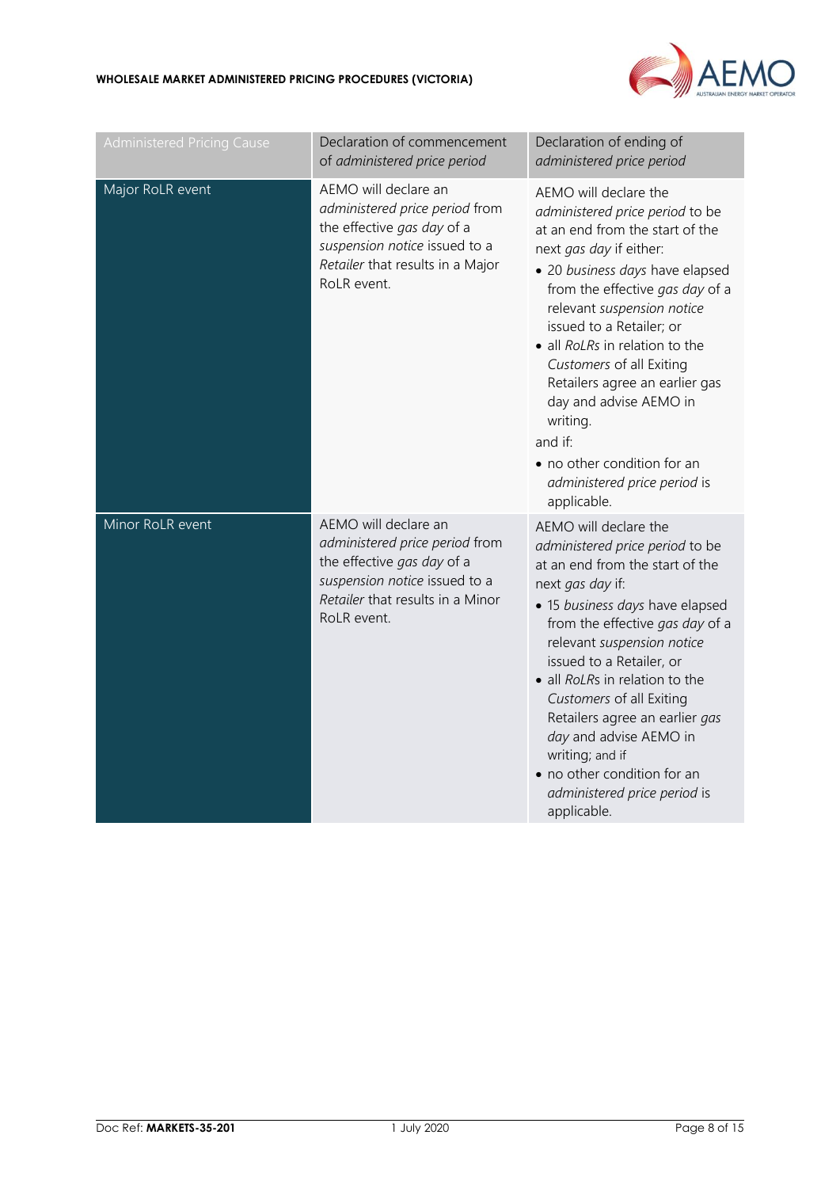| Administered Pricing Cause | Declaration of commencement of *administered price period* | Declaration of ending of *administered price period* |
|---|---|---|
| Major RoLR event | AEMO will declare an *administered price period* from the effective *gas day* of a *suspension notice* issued to a *Retailer* that results in a Major RoLR event. | AEMO will declare the *administered price period* to be at an end from the start of the next *gas day* if either:<br>• 20 *business days* have elapsed from the effective *gas day* of a relevant *suspension notice* issued to a Retailer; or<br>• all *RoLRs* in relation to the *Customers* of all Exiting Retailers agree an earlier gas day and advise AEMO in writing.<br>and if:<br>• no other condition for an *administered price period* is applicable. |
| Minor RoLR event | AEMO will declare an *administered price period* from the effective *gas day* of a *suspension notice* issued to a *Retailer* that results in a Minor RoLR event. | AEMO will declare the *administered price period* to be at an end from the start of the next *gas day* if:<br>• 15 *business days* have elapsed from the effective *gas day* of a relevant *suspension notice* issued to a Retailer, or<br>• all *RoLR*s in relation to the *Customers* of all Exiting Retailers agree an earlier *gas day* and advise AEMO in writing; and if<br>• no other condition for an *administered price period* is applicable. |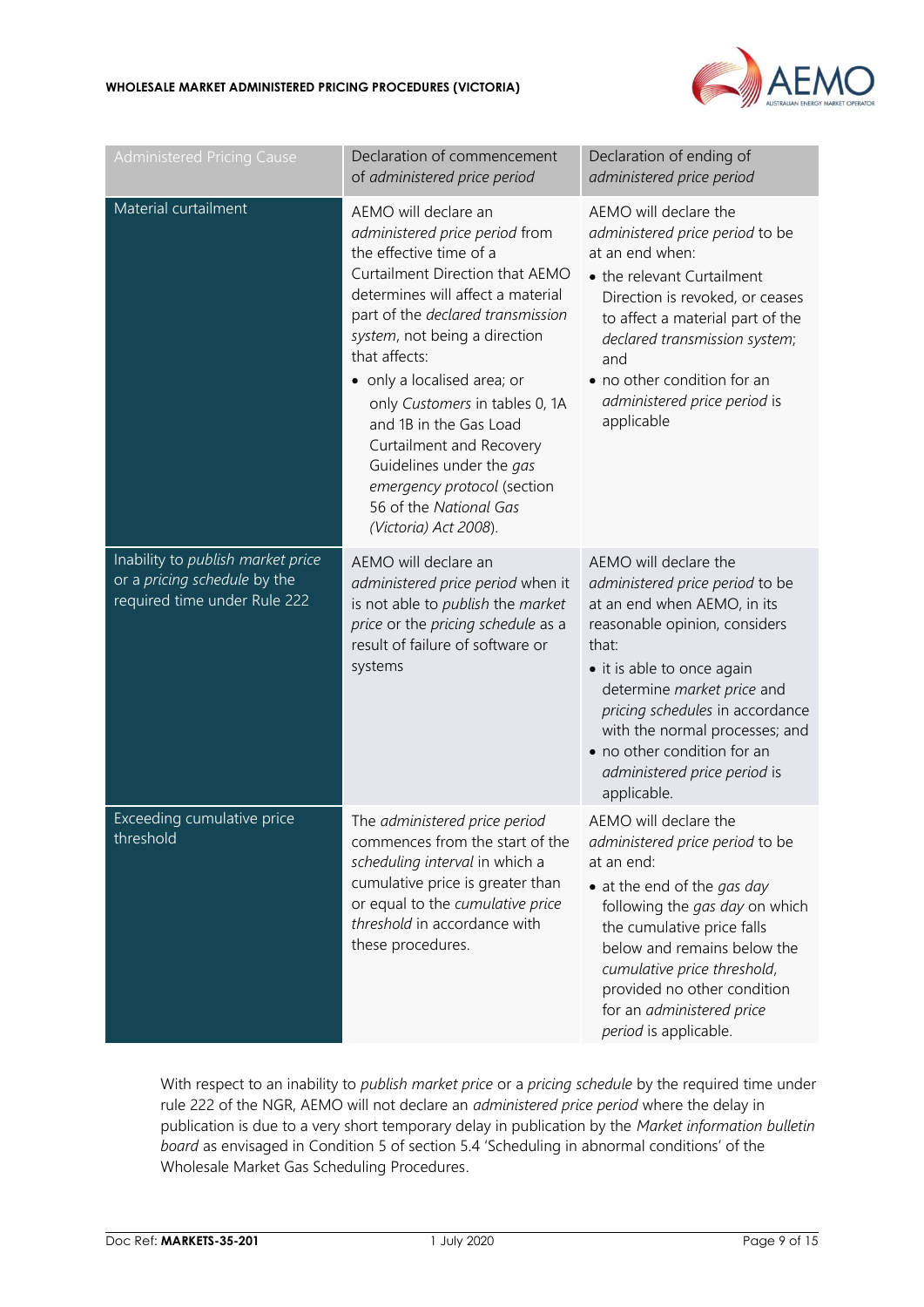| Administered Pricing Cause | Declaration of commencement of *administered price period* | Declaration of ending of *administered price period* |
|---|---|---|
| Material curtailment | AEMO will declare an *administered price period* from the effective time of a Curtailment Direction that AEMO determines will affect a material part of the *declared transmission system*, not being a direction that affects:<br>• only a localised area; or<br>only *Customers* in tables 0, 1A and 1B in the Gas Load Curtailment and Recovery Guidelines under the *gas emergency protocol* (section 56 of the *National Gas (Victoria) Act 2008*). | AEMO will declare the *administered price period* to be at an end when:<br>• the relevant Curtailment Direction is revoked, or ceases to affect a material part of the *declared transmission system*; and<br>• no other condition for an *administered price period* is applicable |
| Inability to *publish market price* or a *pricing schedule* by the required time under Rule 222 | AEMO will declare an *administered price period* when it is not able to *publish* the *market price* or the *pricing schedule* as a result of failure of software or systems | AEMO will declare the *administered price period* to be at an end when AEMO, in its reasonable opinion, considers that:<br>• it is able to once again determine *market price* and *pricing schedules* in accordance with the normal processes; and<br>• no other condition for an *administered price period* is applicable. |
| Exceeding cumulative price threshold | The *administered price period* commences from the start of the *scheduling interval* in which a cumulative price is greater than or equal to the *cumulative price threshold* in accordance with these procedures. | AEMO will declare the *administered price period* to be at an end:<br>• at the end of the *gas day* following the *gas day* on which the cumulative price falls below and remains below the *cumulative price threshold*, provided no other condition for an *administered price period* is applicable. |

With respect to an inability to *publish market price* or a *pricing schedule* by the required time under rule 222 of the NGR, AEMO will not declare an *administered price period* where the delay in publication is due to a very short temporary delay in publication by the *Market information bulletin board* as envisaged in Condition 5 of section 5.4 'Scheduling in abnormal conditions' of the Wholesale Market Gas Scheduling Procedures.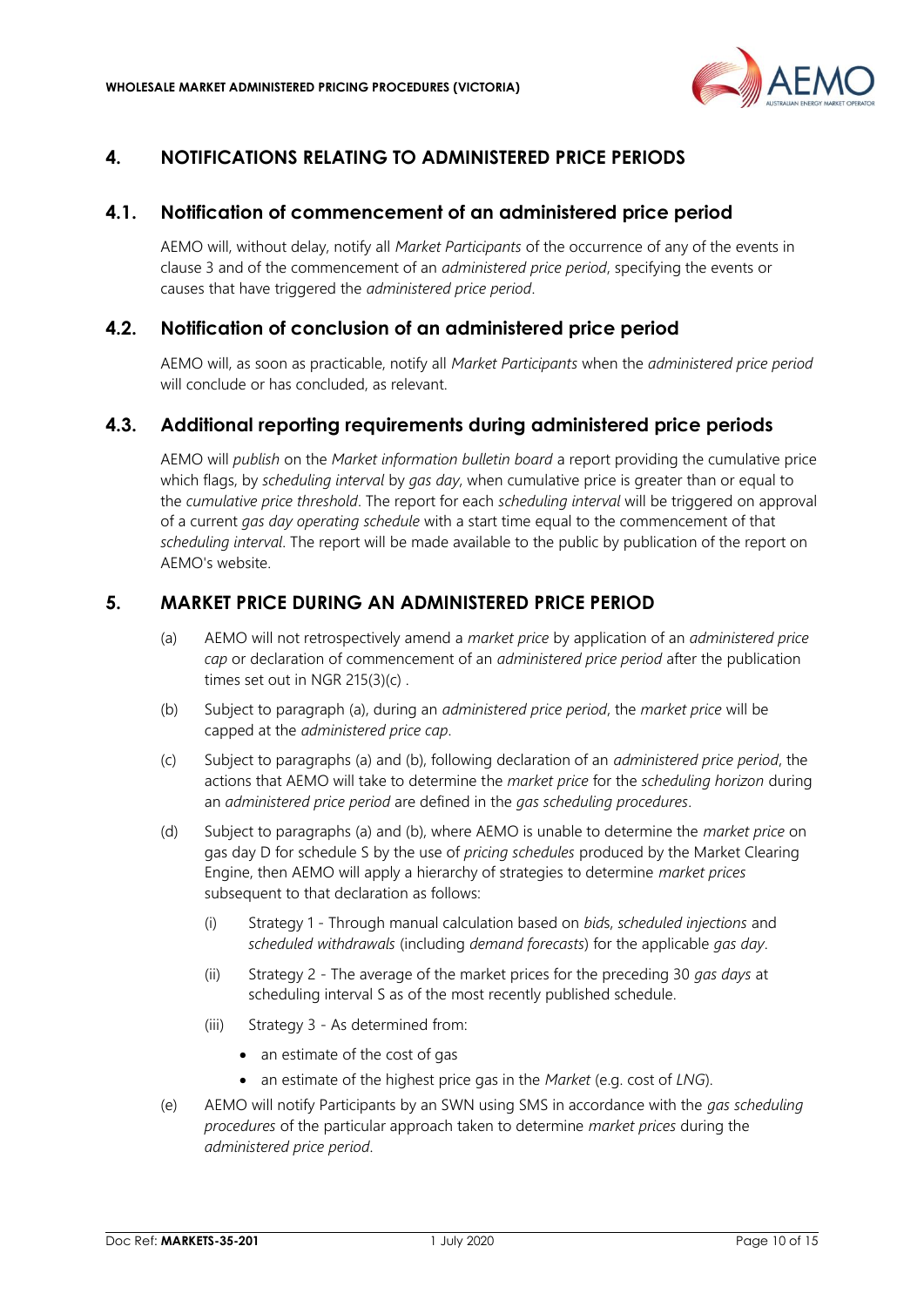## 4. NOTIFICATIONS RELATING TO ADMINISTERED PRICE PERIODS

### 4.1. Notification of commencement of an administered price period

AEMO will, without delay, notify all *Market Participants* of the occurrence of any of the events in clause 3 and of the commencement of an *administered price period*, specifying the events or causes that have triggered the *administered price period*.

### 4.2. Notification of conclusion of an administered price period

AEMO will, as soon as practicable, notify all *Market Participants* when the *administered price period* will conclude or has concluded, as relevant.

### 4.3. Additional reporting requirements during administered price periods

AEMO will *publish* on the *Market information bulletin board* a report providing the cumulative price which flags, by *scheduling interval* by *gas day*, when cumulative price is greater than or equal to the *cumulative price threshold*. The report for each *scheduling interval* will be triggered on approval of a current *gas day operating schedule* with a start time equal to the commencement of that *scheduling interval*. The report will be made available to the public by publication of the report on AEMO's website.

## 5. MARKET PRICE DURING AN ADMINISTERED PRICE PERIOD

(a) AEMO will not retrospectively amend a *market price* by application of an *administered price cap* or declaration of commencement of an *administered price period* after the publication times set out in NGR 215(3)(c) .

(b) Subject to paragraph (a), during an *administered price period*, the *market price* will be capped at the *administered price cap*.

(c) Subject to paragraphs (a) and (b), following declaration of an *administered price period*, the actions that AEMO will take to determine the *market price* for the *scheduling horizon* during an *administered price period* are defined in the *gas scheduling procedures*.

(d) Subject to paragraphs (a) and (b), where AEMO is unable to determine the *market price* on gas day D for schedule S by the use of *pricing schedules* produced by the Market Clearing Engine, then AEMO will apply a hierarchy of strategies to determine *market prices* subsequent to that declaration as follows:

   (i) Strategy 1 - Through manual calculation based on *bid*s, *scheduled injections* and *scheduled withdrawals* (including *demand forecasts*) for the applicable *gas day*.

   (ii) Strategy 2 - The average of the market prices for the preceding 30 *gas days* at scheduling interval S as of the most recently published schedule.

   (iii) Strategy 3 - As determined from:

   - an estimate of the cost of gas
   - an estimate of the highest price gas in the *Market* (e.g. cost of *LNG*).

(e) AEMO will notify Participants by an SWN using SMS in accordance with the *gas scheduling procedures* of the particular approach taken to determine *market prices* during the *administered price period*.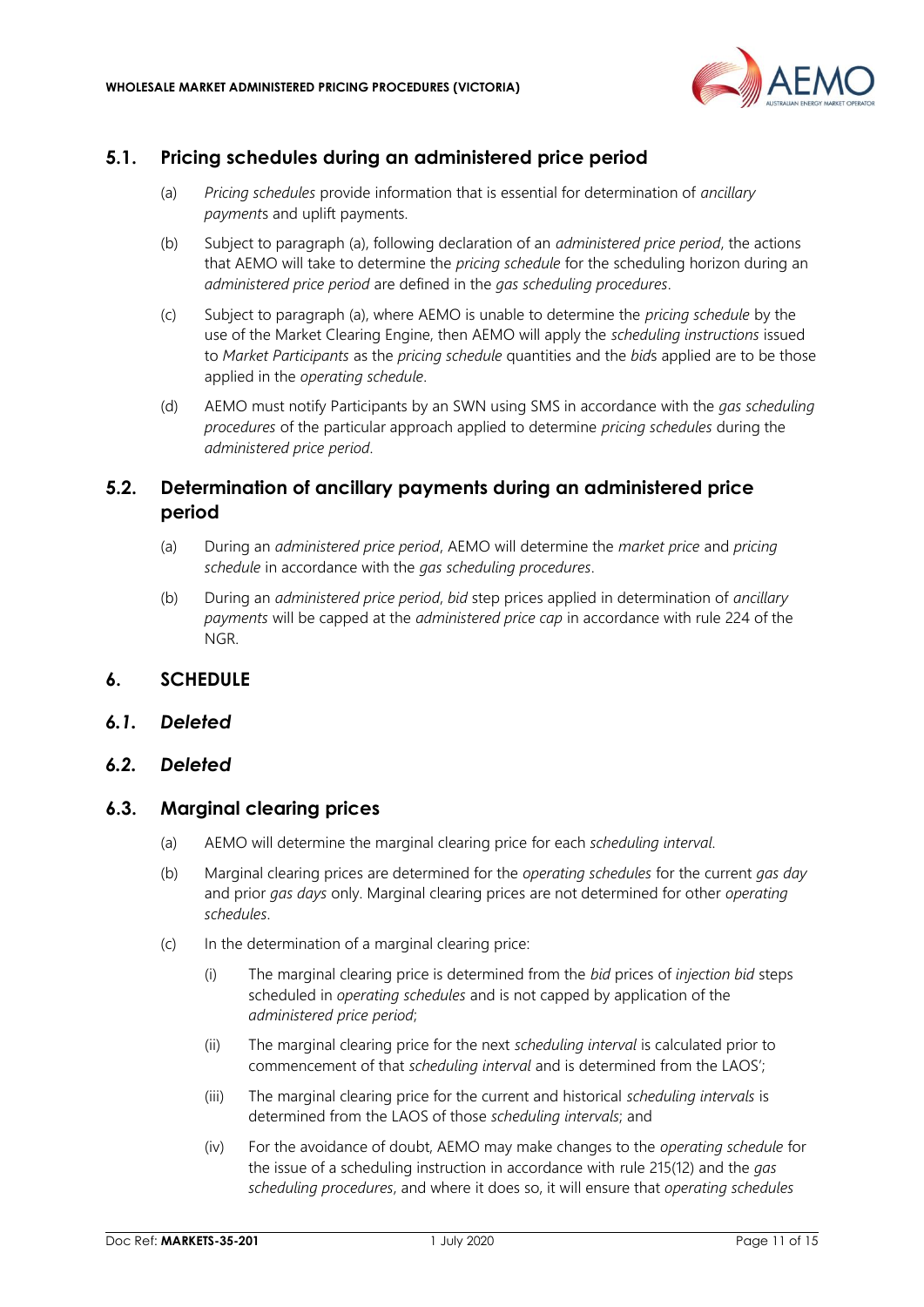## 5.1. Pricing schedules during an administered price period

(a) *Pricing schedules* provide information that is essential for determination of *ancillary payment*s and uplift payments.

(b) Subject to paragraph (a), following declaration of an *administered price period*, the actions that AEMO will take to determine the *pricing schedule* for the scheduling horizon during an *administered price period* are defined in the *gas scheduling procedures*.

(c) Subject to paragraph (a), where AEMO is unable to determine the *pricing schedule* by the use of the Market Clearing Engine, then AEMO will apply the *scheduling instructions* issued to *Market Participants* as the *pricing schedule* quantities and the *bid*s applied are to be those applied in the *operating schedule*.

(d) AEMO must notify Participants by an SWN using SMS in accordance with the *gas scheduling procedures* of the particular approach applied to determine *pricing schedules* during the *administered price period*.

## 5.2. Determination of ancillary payments during an administered price period

(a) During an *administered price period*, AEMO will determine the *market price* and *pricing schedule* in accordance with the *gas scheduling procedures*.

(b) During an *administered price period*, *bid* step prices applied in determination of *ancillary payments* will be capped at the *administered price cap* in accordance with rule 224 of the NGR.

# 6. SCHEDULE

## *6.1. Deleted*

## *6.2. Deleted*

## 6.3. Marginal clearing prices

(a) AEMO will determine the marginal clearing price for each *scheduling interval*.

(b) Marginal clearing prices are determined for the *operating schedules* for the current *gas day* and prior *gas days* only. Marginal clearing prices are not determined for other *operating schedules*.

(c) In the determination of a marginal clearing price:

(i) The marginal clearing price is determined from the *bid* prices of *injection bid* steps scheduled in *operating schedules* and is not capped by application of the *administered price period*;

(ii) The marginal clearing price for the next *scheduling interval* is calculated prior to commencement of that *scheduling interval* and is determined from the LAOS';

(iii) The marginal clearing price for the current and historical *scheduling intervals* is determined from the LAOS of those *scheduling intervals*; and

(iv) For the avoidance of doubt, AEMO may make changes to the *operating schedule* for the issue of a scheduling instruction in accordance with rule 215(12) and the *gas scheduling procedures*, and where it does so, it will ensure that *operating schedules*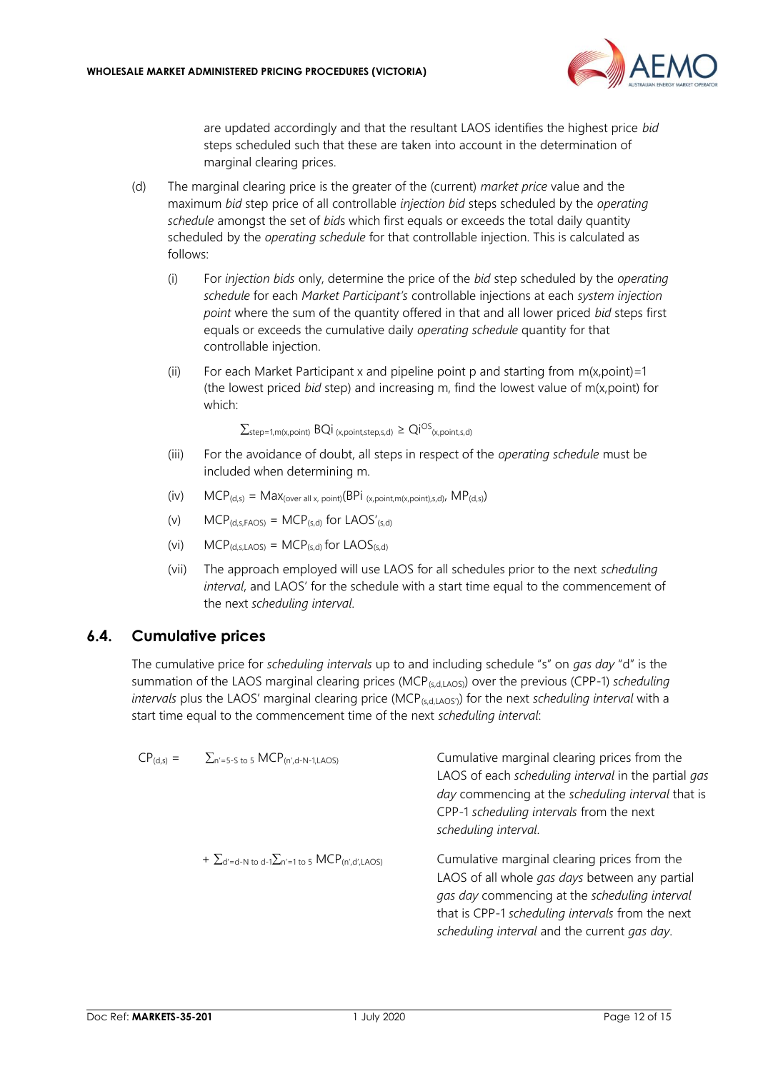are updated accordingly and that the resultant LAOS identifies the highest price *bid* steps scheduled such that these are taken into account in the determination of marginal clearing prices.

(d) The marginal clearing price is the greater of the (current) *market price* value and the maximum *bid* step price of all controllable *injection bid* steps scheduled by the *operating schedule* amongst the set of *bid*s which first equals or exceeds the total daily quantity scheduled by the *operating schedule* for that controllable injection. This is calculated as follows:

   (i) For *injection bids* only, determine the price of the *bid* step scheduled by the *operating schedule* for each *Market Participant's* controllable injections at each *system injection point* where the sum of the quantity offered in that and all lower priced *bid* steps first equals or exceeds the cumulative daily *operating schedule* quantity for that controllable injection.

   (ii) For each Market Participant x and pipeline point p and starting from m(x,point)=1 (the lowest priced *bid* step) and increasing m, find the lowest value of m(x,point) for which:

   $$\sum_{step=1,m(x,point)} BQi_{(x,point,step,s,d)} \geq Qi^{OS}_{(x,point,s,d)}$$

   (iii) For the avoidance of doubt, all steps in respect of the *operating schedule* must be included when determining m.

   (iv) $MCP_{(d,s)} = Max_{(over\ all\ x,\ point)}(BPi_{(x,point,m(x,point),s,d)}, MP_{(d,s)})$

   (v) $MCP_{(d,s,FAOS)} = MCP_{(s,d)}$ for $LAOS'_{(s,d)}$

   (vi) $MCP_{(d,s,LAOS)} = MCP_{(s,d)}$ for $LAOS_{(s,d)}$

   (vii) The approach employed will use LAOS for all schedules prior to the next *scheduling interval*, and LAOS' for the schedule with a start time equal to the commencement of the next *scheduling interval*.

## 6.4. Cumulative prices

The cumulative price for *scheduling intervals* up to and including schedule "s" on *gas day* "d" is the summation of the LAOS marginal clearing prices ($MCP_{(s,d,LAOS)}$) over the previous (CPP-1) *scheduling intervals* plus the LAOS' marginal clearing price ($MCP_{(s,d,LAOS')}$) for the next *scheduling interval* with a start time equal to the commencement time of the next *scheduling interval*:

| | | |
|---|---|---|
| $CP_{(d,s)} =$ | $\sum_{n'=5-S\ to\ 5} MCP_{(n',d-N-1,LAOS)}$ | Cumulative marginal clearing prices from the LAOS of each *scheduling interval* in the partial *gas day* commencing at the *scheduling interval* that is CPP-1 *scheduling intervals* from the next *scheduling interval*. |
| | $+ \sum_{d'=d-N\ to\ d-1}\sum_{n'=1\ to\ 5} MCP_{(n',d',LAOS)}$ | Cumulative marginal clearing prices from the LAOS of all whole *gas days* between any partial *gas day* commencing at the *scheduling interval* that is CPP-1 *scheduling intervals* from the next *scheduling interval* and the current *gas day*. |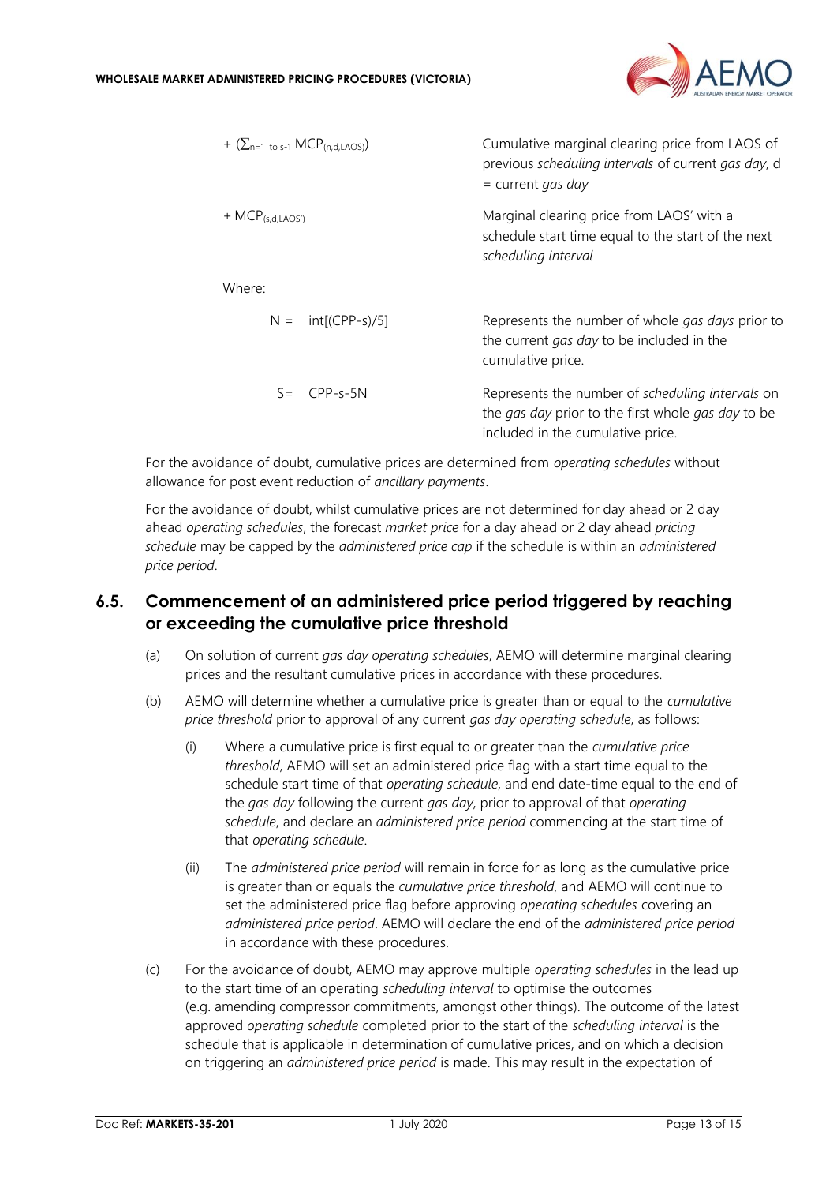| | |
|---|---|
| $+ (\sum_{n=1 \text{ to } s-1} MCP_{(n,d,LAOS)})$ | Cumulative marginal clearing price from LAOS of previous *scheduling intervals* of current *gas day*, d = current *gas day* |
| $+ MCP_{(s,d,LAOS')}$ | Marginal clearing price from LAOS' with a schedule start time equal to the start of the next *scheduling interval* |

Where:

| | |
|---|---|
| N = int[(CPP-s)/5] | Represents the number of whole *gas days* prior to the current *gas day* to be included in the cumulative price. |
| S= CPP-s-5N | Represents the number of *scheduling intervals* on the *gas day* prior to the first whole *gas day* to be included in the cumulative price. |

For the avoidance of doubt, cumulative prices are determined from *operating schedules* without allowance for post event reduction of *ancillary payments*.

For the avoidance of doubt, whilst cumulative prices are not determined for day ahead or 2 day ahead *operating schedules*, the forecast *market price* for a day ahead or 2 day ahead *pricing schedule* may be capped by the *administered price cap* if the schedule is within an *administered price period*.

## 6.5. Commencement of an administered price period triggered by reaching or exceeding the cumulative price threshold

(a) On solution of current *gas day operating schedules*, AEMO will determine marginal clearing prices and the resultant cumulative prices in accordance with these procedures.

(b) AEMO will determine whether a cumulative price is greater than or equal to the *cumulative price threshold* prior to approval of any current *gas day operating schedule*, as follows:

(i) Where a cumulative price is first equal to or greater than the *cumulative price threshold*, AEMO will set an administered price flag with a start time equal to the schedule start time of that *operating schedule*, and end date-time equal to the end of the *gas day* following the current *gas day*, prior to approval of that *operating schedule*, and declare an *administered price period* commencing at the start time of that *operating schedule*.

(ii) The *administered price period* will remain in force for as long as the cumulative price is greater than or equals the *cumulative price threshold*, and AEMO will continue to set the administered price flag before approving *operating schedules* covering an *administered price period*. AEMO will declare the end of the *administered price period* in accordance with these procedures.

(c) For the avoidance of doubt, AEMO may approve multiple *operating schedules* in the lead up to the start time of an operating *scheduling interval* to optimise the outcomes (e.g. amending compressor commitments, amongst other things). The outcome of the latest approved *operating schedule* completed prior to the start of the *scheduling interval* is the schedule that is applicable in determination of cumulative prices, and on which a decision on triggering an *administered price period* is made. This may result in the expectation of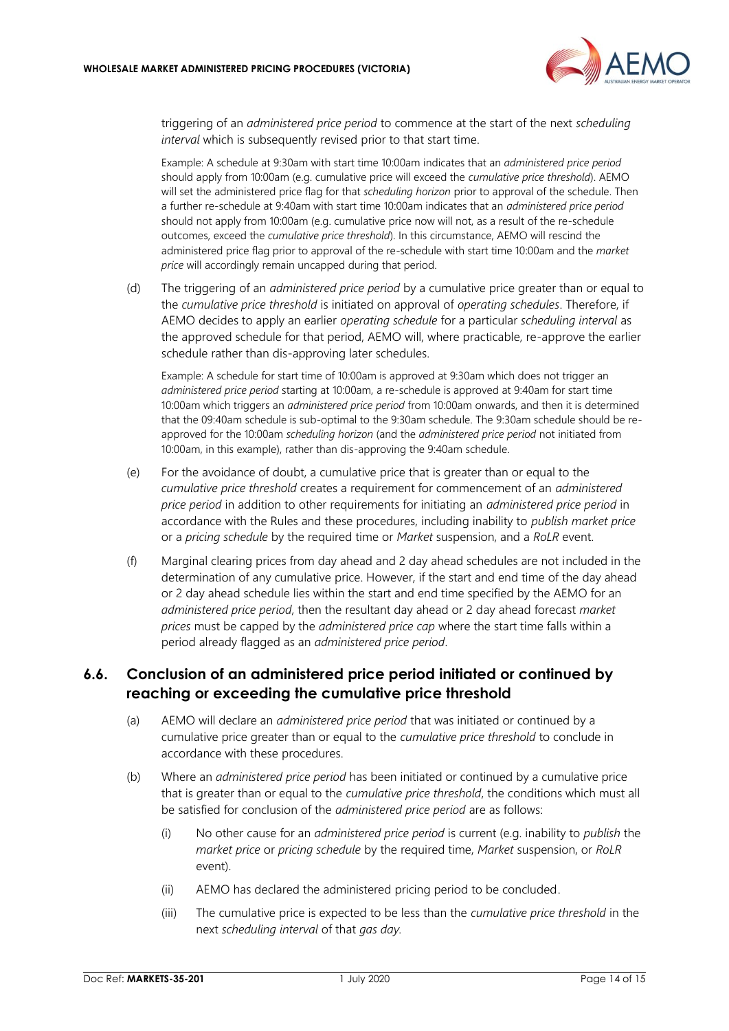triggering of an *administered price period* to commence at the start of the next *scheduling interval* which is subsequently revised prior to that start time.

Example: A schedule at 9:30am with start time 10:00am indicates that an *administered price period* should apply from 10:00am (e.g. cumulative price will exceed the *cumulative price threshold*). AEMO will set the administered price flag for that *scheduling horizon* prior to approval of the schedule. Then a further re-schedule at 9:40am with start time 10:00am indicates that an *administered price period* should not apply from 10:00am (e.g. cumulative price now will not, as a result of the re-schedule outcomes, exceed the *cumulative price threshold*). In this circumstance, AEMO will rescind the administered price flag prior to approval of the re-schedule with start time 10:00am and the *market price* will accordingly remain uncapped during that period.

(d) The triggering of an *administered price period* by a cumulative price greater than or equal to the *cumulative price threshold* is initiated on approval of *operating schedules*. Therefore, if AEMO decides to apply an earlier *operating schedule* for a particular *scheduling interval* as the approved schedule for that period, AEMO will, where practicable, re-approve the earlier schedule rather than dis-approving later schedules.

Example: A schedule for start time of 10:00am is approved at 9:30am which does not trigger an *administered price period* starting at 10:00am, a re-schedule is approved at 9:40am for start time 10:00am which triggers an *administered price period* from 10:00am onwards, and then it is determined that the 09:40am schedule is sub-optimal to the 9:30am schedule. The 9:30am schedule should be re-approved for the 10:00am *scheduling horizon* (and the *administered price period* not initiated from 10:00am, in this example), rather than dis-approving the 9:40am schedule.

(e) For the avoidance of doubt, a cumulative price that is greater than or equal to the *cumulative price threshold* creates a requirement for commencement of an *administered price period* in addition to other requirements for initiating an *administered price period* in accordance with the Rules and these procedures, including inability to *publish market price* or a *pricing schedule* by the required time or *Market* suspension, and a *RoLR* event.

(f) Marginal clearing prices from day ahead and 2 day ahead schedules are not included in the determination of any cumulative price. However, if the start and end time of the day ahead or 2 day ahead schedule lies within the start and end time specified by the AEMO for an *administered price period*, then the resultant day ahead or 2 day ahead forecast *market prices* must be capped by the *administered price cap* where the start time falls within a period already flagged as an *administered price period*.

## 6.6. Conclusion of an administered price period initiated or continued by reaching or exceeding the cumulative price threshold

(a) AEMO will declare an *administered price period* that was initiated or continued by a cumulative price greater than or equal to the *cumulative price threshold* to conclude in accordance with these procedures.

(b) Where an *administered price period* has been initiated or continued by a cumulative price that is greater than or equal to the *cumulative price threshold*, the conditions which must all be satisfied for conclusion of the *administered price period* are as follows:

   (i) No other cause for an *administered price period* is current (e.g. inability to *publish* the *market price* or *pricing schedule* by the required time, *Market* suspension, or *RoLR* event).

   (ii) AEMO has declared the administered pricing period to be concluded.

   (iii) The cumulative price is expected to be less than the *cumulative price threshold* in the next *scheduling interval* of that *gas day*.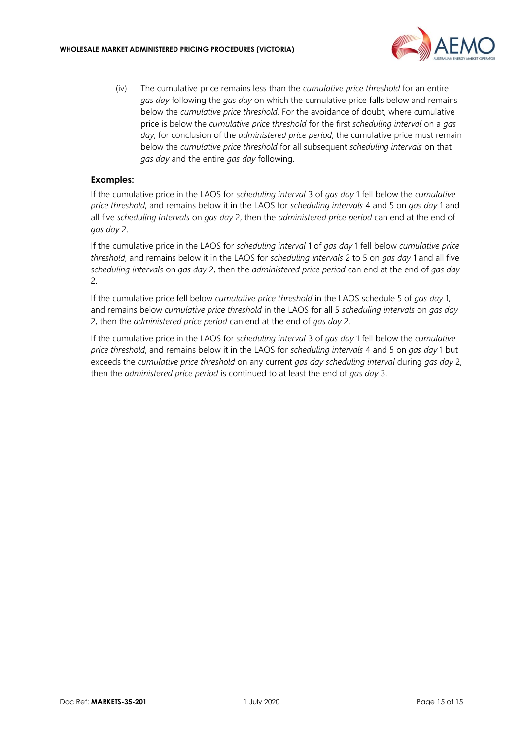(iv) The cumulative price remains less than the *cumulative price threshold* for an entire *gas day* following the *gas day* on which the cumulative price falls below and remains below the *cumulative price threshold*. For the avoidance of doubt, where cumulative price is below the *cumulative price threshold* for the first *scheduling interval* on a *gas day*, for conclusion of the *administered price period*, the cumulative price must remain below the *cumulative price threshold* for all subsequent *scheduling intervals* on that *gas day* and the entire *gas day* following.

**Examples:**

If the cumulative price in the LAOS for *scheduling interval* 3 of *gas day* 1 fell below the *cumulative price threshold*, and remains below it in the LAOS for *scheduling intervals* 4 and 5 on *gas day* 1 and all five *scheduling intervals* on *gas day* 2, then the *administered price period* can end at the end of *gas day* 2.

If the cumulative price in the LAOS for *scheduling interval* 1 of *gas day* 1 fell below *cumulative price threshold*, and remains below it in the LAOS for *scheduling intervals* 2 to 5 on *gas day* 1 and all five *scheduling intervals* on *gas day* 2, then the *administered price period* can end at the end of *gas day* 2.

If the cumulative price fell below *cumulative price threshold* in the LAOS schedule 5 of *gas day* 1, and remains below *cumulative price threshold* in the LAOS for all 5 *scheduling intervals* on *gas day* 2, then the *administered price period* can end at the end of *gas day* 2.

If the cumulative price in the LAOS for *scheduling interval* 3 of *gas day* 1 fell below the *cumulative price threshold*, and remains below it in the LAOS for *scheduling intervals* 4 and 5 on *gas day* 1 but exceeds the *cumulative price threshold* on any current *gas day scheduling interval* during *gas day* 2, then the *administered price period* is continued to at least the end of *gas day* 3.